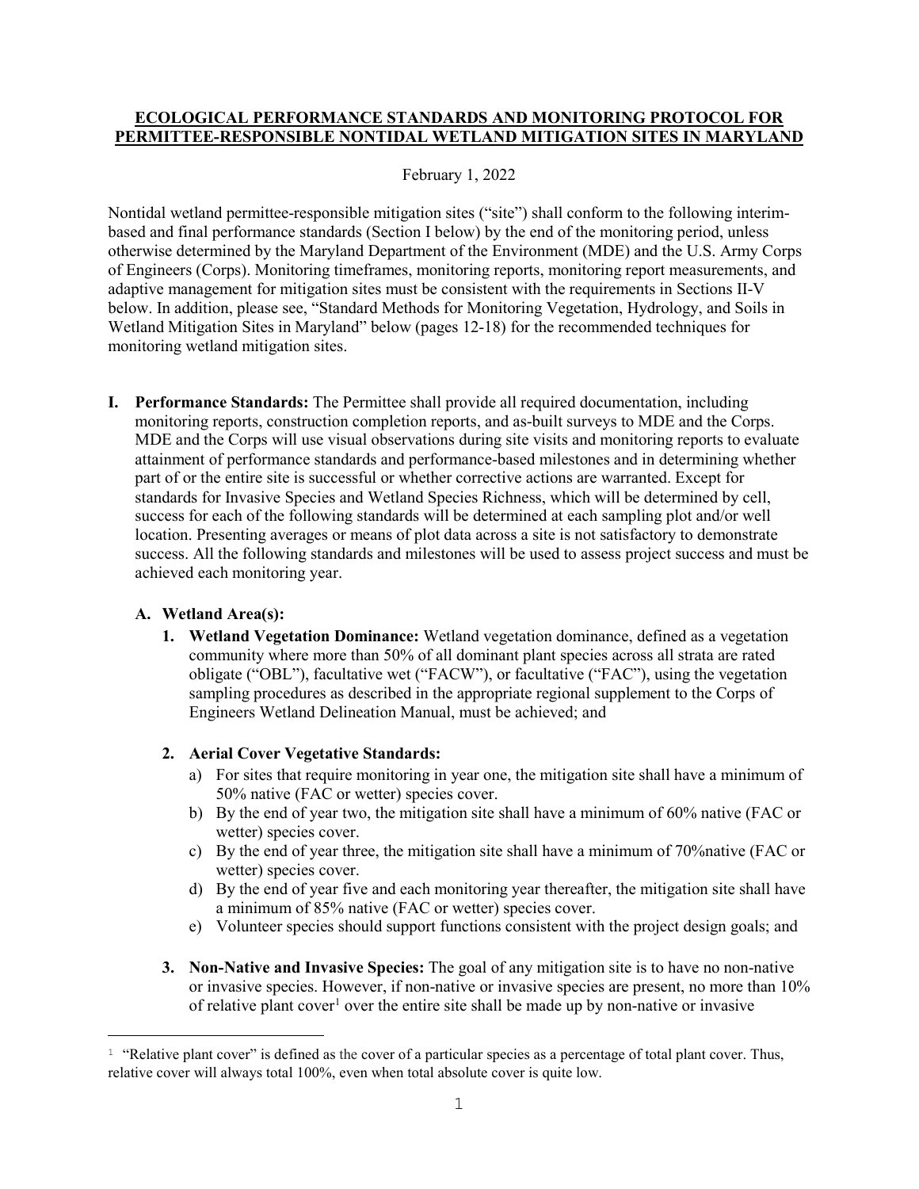**ECOLOGICAL PERFORMANCE STANDARDS AND MONITORING PROTOCOL FOR PERMITTEE-RESPONSIBLE NONTIDAL WETLAND MITIGATION SITES IN MARYLAND**

February 1, 2022

Nontidal wetland permittee-responsible mitigation sites ("site") shall conform to the following interim-based and final performance standards (Section I below) by the end of the monitoring period, unless otherwise determined by the Maryland Department of the Environment (MDE) and the U.S. Army Corps of Engineers (Corps). Monitoring timeframes, monitoring reports, monitoring report measurements, and adaptive management for mitigation sites must be consistent with the requirements in Sections II-V below. In addition, please see, "Standard Methods for Monitoring Vegetation, Hydrology, and Soils in Wetland Mitigation Sites in Maryland" below (pages 12-18) for the recommended techniques for monitoring wetland mitigation sites.

**I. Performance Standards:** The Permittee shall provide all required documentation, including monitoring reports, construction completion reports, and as-built surveys to MDE and the Corps. MDE and the Corps will use visual observations during site visits and monitoring reports to evaluate attainment of performance standards and performance-based milestones and in determining whether part of or the entire site is successful or whether corrective actions are warranted. Except for standards for Invasive Species and Wetland Species Richness, which will be determined by cell, success for each of the following standards will be determined at each sampling plot and/or well location. Presenting averages or means of plot data across a site is not satisfactory to demonstrate success. All the following standards and milestones will be used to assess project success and must be achieved each monitoring year.

**A. Wetland Area(s):**

1. **Wetland Vegetation Dominance:** Wetland vegetation dominance, defined as a vegetation community where more than 50% of all dominant plant species across all strata are rated obligate ("OBL"), facultative wet ("FACW"), or facultative ("FAC"), using the vegetation sampling procedures as described in the appropriate regional supplement to the Corps of Engineers Wetland Delineation Manual, must be achieved; and

2. **Aerial Cover Vegetative Standards:**
   a) For sites that require monitoring in year one, the mitigation site shall have a minimum of 50% native (FAC or wetter) species cover.
   b) By the end of year two, the mitigation site shall have a minimum of 60% native (FAC or wetter) species cover.
   c) By the end of year three, the mitigation site shall have a minimum of 70%native (FAC or wetter) species cover.
   d) By the end of year five and each monitoring year thereafter, the mitigation site shall have a minimum of 85% native (FAC or wetter) species cover.
   e) Volunteer species should support functions consistent with the project design goals; and

3. **Non-Native and Invasive Species:** The goal of any mitigation site is to have no non-native or invasive species. However, if non-native or invasive species are present, no more than 10% of relative plant cover[1] over the entire site shall be made up by non-native or invasive

[1] "Relative plant cover" is defined as the cover of a particular species as a percentage of total plant cover. Thus, relative cover will always total 100%, even when total absolute cover is quite low.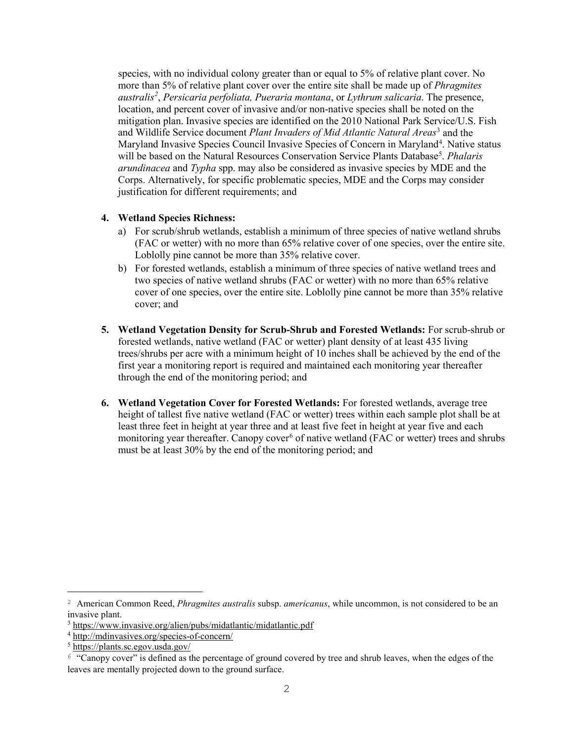species, with no individual colony greater than or equal to 5% of relative plant cover. No more than 5% of relative plant cover over the entire site shall be made up of *Phragmites australis*[2], *Persicaria perfoliata, Pueraria montana*, or *Lythrum salicaria*. The presence, location, and percent cover of invasive and/or non-native species shall be noted on the mitigation plan. Invasive species are identified on the 2010 National Park Service/U.S. Fish and Wildlife Service document *Plant Invaders of Mid Atlantic Natural Areas*[3] and the Maryland Invasive Species Council Invasive Species of Concern in Maryland[4]. Native status will be based on the Natural Resources Conservation Service Plants Database[5]. *Phalaris arundinacea* and *Typha* spp. may also be considered as invasive species by MDE and the Corps. Alternatively, for specific problematic species, MDE and the Corps may consider justification for different requirements; and

4. **Wetland Species Richness:**
   a) For scrub/shrub wetlands, establish a minimum of three species of native wetland shrubs (FAC or wetter) with no more than 65% relative cover of one species, over the entire site. Loblolly pine cannot be more than 35% relative cover.
   b) For forested wetlands, establish a minimum of three species of native wetland trees and two species of native wetland shrubs (FAC or wetter) with no more than 65% relative cover of one species, over the entire site. Loblolly pine cannot be more than 35% relative cover; and

5. **Wetland Vegetation Density for Scrub-Shrub and Forested Wetlands:** For scrub-shrub or forested wetlands, native wetland (FAC or wetter) plant density of at least 435 living trees/shrubs per acre with a minimum height of 10 inches shall be achieved by the end of the first year a monitoring report is required and maintained each monitoring year thereafter through the end of the monitoring period; and

6. **Wetland Vegetation Cover for Forested Wetlands:** For forested wetlands, average tree height of tallest five native wetland (FAC or wetter) trees within each sample plot shall be at least three feet in height at year three and at least five feet in height at year five and each monitoring year thereafter. Canopy cover[6] of native wetland (FAC or wetter) trees and shrubs must be at least 30% by the end of the monitoring period; and

---

[2] American Common Reed, *Phragmites australis* subsp. *americanus*, while uncommon, is not considered to be an invasive plant.

[3] https://www.invasive.org/alien/pubs/midatlantic/midatlantic.pdf

[4] http://mdinvasives.org/species-of-concern/

[5] https://plants.sc.egov.usda.gov/

[6] "Canopy cover" is defined as the percentage of ground covered by tree and shrub leaves, when the edges of the leaves are mentally projected down to the ground surface.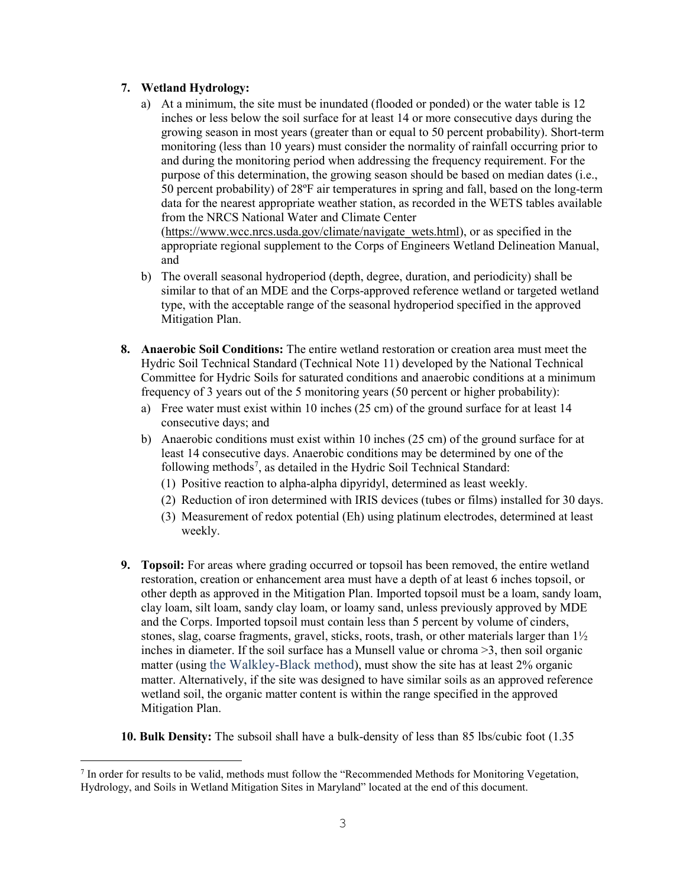7. **Wetland Hydrology:**
   a) At a minimum, the site must be inundated (flooded or ponded) or the water table is 12 inches or less below the soil surface for at least 14 or more consecutive days during the growing season in most years (greater than or equal to 50 percent probability). Short-term monitoring (less than 10 years) must consider the normality of rainfall occurring prior to and during the monitoring period when addressing the frequency requirement. For the purpose of this determination, the growing season should be based on median dates (i.e., 50 percent probability) of 28ºF air temperatures in spring and fall, based on the long-term data for the nearest appropriate weather station, as recorded in the WETS tables available from the NRCS National Water and Climate Center (https://www.wcc.nrcs.usda.gov/climate/navigate_wets.html), or as specified in the appropriate regional supplement to the Corps of Engineers Wetland Delineation Manual, and
   b) The overall seasonal hydroperiod (depth, degree, duration, and periodicity) shall be similar to that of an MDE and the Corps-approved reference wetland or targeted wetland type, with the acceptable range of the seasonal hydroperiod specified in the approved Mitigation Plan.

8. **Anaerobic Soil Conditions:** The entire wetland restoration or creation area must meet the Hydric Soil Technical Standard (Technical Note 11) developed by the National Technical Committee for Hydric Soils for saturated conditions and anaerobic conditions at a minimum frequency of 3 years out of the 5 monitoring years (50 percent or higher probability):
   a) Free water must exist within 10 inches (25 cm) of the ground surface for at least 14 consecutive days; and
   b) Anaerobic conditions must exist within 10 inches (25 cm) of the ground surface for at least 14 consecutive days. Anaerobic conditions may be determined by one of the following methods[7], as detailed in the Hydric Soil Technical Standard:
      (1) Positive reaction to alpha-alpha dipyridyl, determined as least weekly.
      (2) Reduction of iron determined with IRIS devices (tubes or films) installed for 30 days.
      (3) Measurement of redox potential (Eh) using platinum electrodes, determined at least weekly.

9. **Topsoil:** For areas where grading occurred or topsoil has been removed, the entire wetland restoration, creation or enhancement area must have a depth of at least 6 inches topsoil, or other depth as approved in the Mitigation Plan. Imported topsoil must be a loam, sandy loam, clay loam, silt loam, sandy clay loam, or loamy sand, unless previously approved by MDE and the Corps. Imported topsoil must contain less than 5 percent by volume of cinders, stones, slag, coarse fragments, gravel, sticks, roots, trash, or other materials larger than 1½ inches in diameter. If the soil surface has a Munsell value or chroma >3, then soil organic matter (using the Walkley-Black method), must show the site has at least 2% organic matter. Alternatively, if the site was designed to have similar soils as an approved reference wetland soil, the organic matter content is within the range specified in the approved Mitigation Plan.

10. **Bulk Density:** The subsoil shall have a bulk-density of less than 85 lbs/cubic foot (1.35

[7] In order for results to be valid, methods must follow the "Recommended Methods for Monitoring Vegetation, Hydrology, and Soils in Wetland Mitigation Sites in Maryland" located at the end of this document.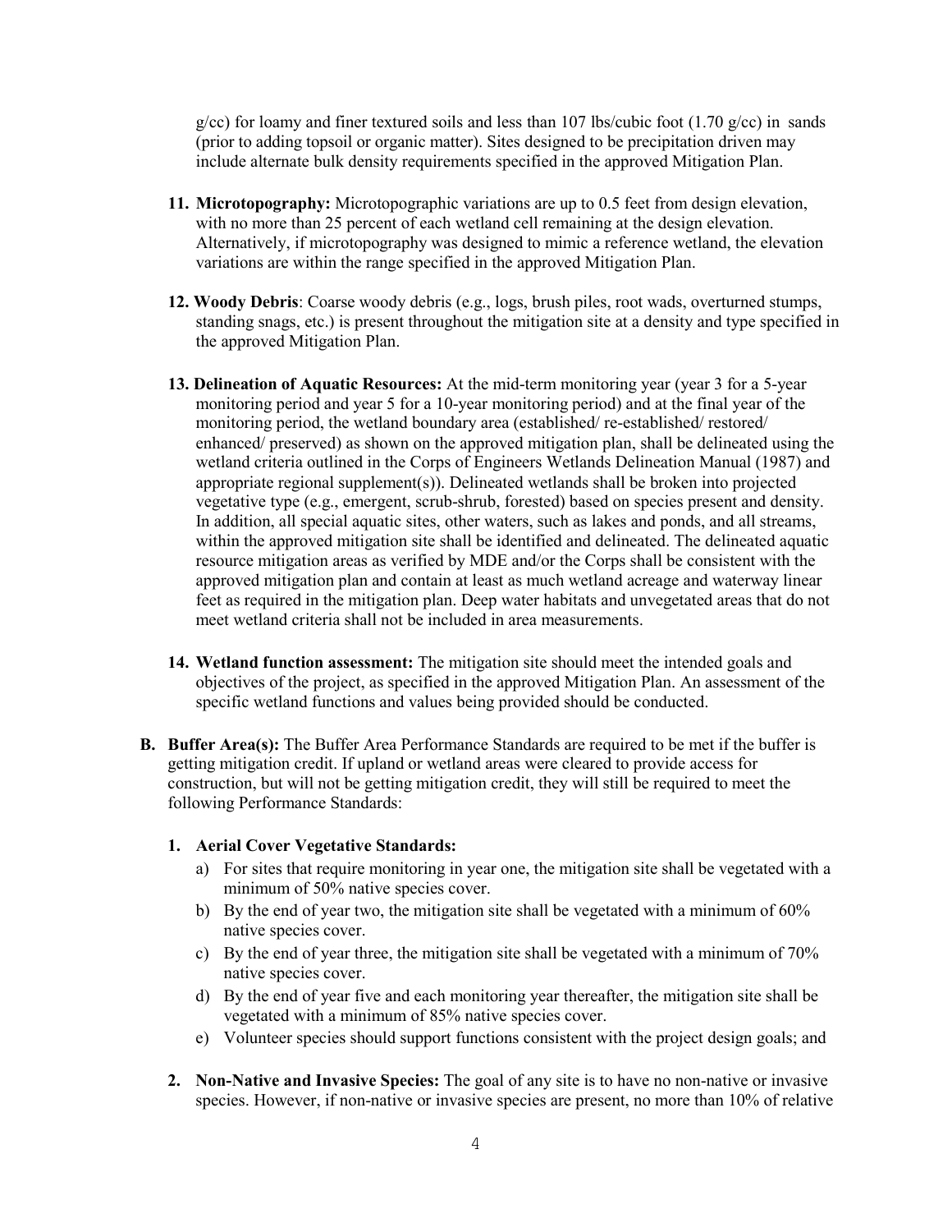g/cc) for loamy and finer textured soils and less than 107 lbs/cubic foot (1.70 g/cc) in sands (prior to adding topsoil or organic matter). Sites designed to be precipitation driven may include alternate bulk density requirements specified in the approved Mitigation Plan.

11. **Microtopography:** Microtopographic variations are up to 0.5 feet from design elevation, with no more than 25 percent of each wetland cell remaining at the design elevation. Alternatively, if microtopography was designed to mimic a reference wetland, the elevation variations are within the range specified in the approved Mitigation Plan.

12. **Woody Debris**: Coarse woody debris (e.g., logs, brush piles, root wads, overturned stumps, standing snags, etc.) is present throughout the mitigation site at a density and type specified in the approved Mitigation Plan.

13. **Delineation of Aquatic Resources:** At the mid-term monitoring year (year 3 for a 5-year monitoring period and year 5 for a 10-year monitoring period) and at the final year of the monitoring period, the wetland boundary area (established/ re-established/ restored/ enhanced/ preserved) as shown on the approved mitigation plan, shall be delineated using the wetland criteria outlined in the Corps of Engineers Wetlands Delineation Manual (1987) and appropriate regional supplement(s)). Delineated wetlands shall be broken into projected vegetative type (e.g., emergent, scrub-shrub, forested) based on species present and density. In addition, all special aquatic sites, other waters, such as lakes and ponds, and all streams, within the approved mitigation site shall be identified and delineated. The delineated aquatic resource mitigation areas as verified by MDE and/or the Corps shall be consistent with the approved mitigation plan and contain at least as much wetland acreage and waterway linear feet as required in the mitigation plan. Deep water habitats and unvegetated areas that do not meet wetland criteria shall not be included in area measurements.

14. **Wetland function assessment:** The mitigation site should meet the intended goals and objectives of the project, as specified in the approved Mitigation Plan. An assessment of the specific wetland functions and values being provided should be conducted.

**B. Buffer Area(s):** The Buffer Area Performance Standards are required to be met if the buffer is getting mitigation credit. If upland or wetland areas were cleared to provide access for construction, but will not be getting mitigation credit, they will still be required to meet the following Performance Standards:

1. **Aerial Cover Vegetative Standards:**
   a) For sites that require monitoring in year one, the mitigation site shall be vegetated with a minimum of 50% native species cover.
   b) By the end of year two, the mitigation site shall be vegetated with a minimum of 60% native species cover.
   c) By the end of year three, the mitigation site shall be vegetated with a minimum of 70% native species cover.
   d) By the end of year five and each monitoring year thereafter, the mitigation site shall be vegetated with a minimum of 85% native species cover.
   e) Volunteer species should support functions consistent with the project design goals; and

2. **Non-Native and Invasive Species:** The goal of any site is to have no non-native or invasive species. However, if non-native or invasive species are present, no more than 10% of relative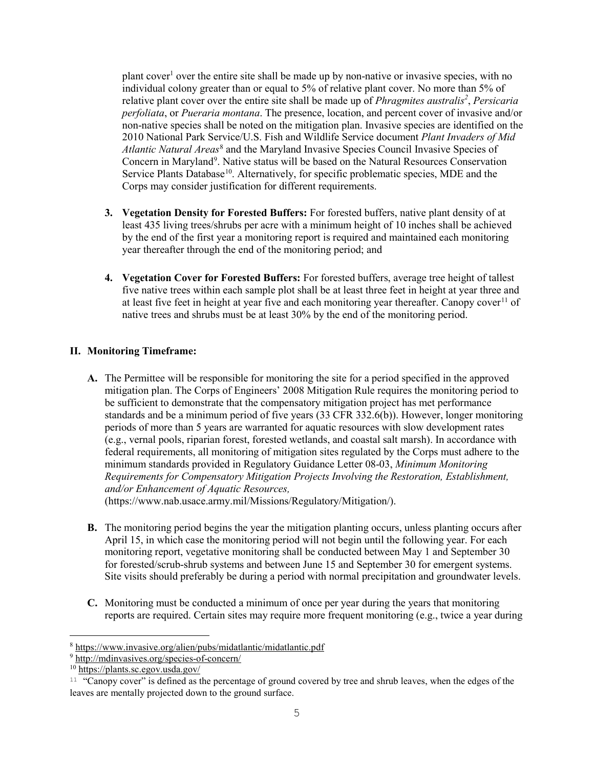plant cover[1] over the entire site shall be made up by non-native or invasive species, with no individual colony greater than or equal to 5% of relative plant cover. No more than 5% of relative plant cover over the entire site shall be made up of *Phragmites australis*[2], *Persicaria perfoliata*, or *Pueraria montana*. The presence, location, and percent cover of invasive and/or non-native species shall be noted on the mitigation plan. Invasive species are identified on the 2010 National Park Service/U.S. Fish and Wildlife Service document *Plant Invaders of Mid Atlantic Natural Areas*[8] and the Maryland Invasive Species Council Invasive Species of Concern in Maryland[9]. Native status will be based on the Natural Resources Conservation Service Plants Database[10]. Alternatively, for specific problematic species, MDE and the Corps may consider justification for different requirements.

3. **Vegetation Density for Forested Buffers:** For forested buffers, native plant density of at least 435 living trees/shrubs per acre with a minimum height of 10 inches shall be achieved by the end of the first year a monitoring report is required and maintained each monitoring year thereafter through the end of the monitoring period; and

4. **Vegetation Cover for Forested Buffers:** For forested buffers, average tree height of tallest five native trees within each sample plot shall be at least three feet in height at year three and at least five feet in height at year five and each monitoring year thereafter. Canopy cover[11] of native trees and shrubs must be at least 30% by the end of the monitoring period.

## II. Monitoring Timeframe:

**A.** The Permittee will be responsible for monitoring the site for a period specified in the approved mitigation plan. The Corps of Engineers' 2008 Mitigation Rule requires the monitoring period to be sufficient to demonstrate that the compensatory mitigation project has met performance standards and be a minimum period of five years (33 CFR 332.6(b)). However, longer monitoring periods of more than 5 years are warranted for aquatic resources with slow development rates (e.g., vernal pools, riparian forest, forested wetlands, and coastal salt marsh). In accordance with federal requirements, all monitoring of mitigation sites regulated by the Corps must adhere to the minimum standards provided in Regulatory Guidance Letter 08-03, *Minimum Monitoring Requirements for Compensatory Mitigation Projects Involving the Restoration, Establishment, and/or Enhancement of Aquatic Resources,* (https://www.nab.usace.army.mil/Missions/Regulatory/Mitigation/).

**B.** The monitoring period begins the year the mitigation planting occurs, unless planting occurs after April 15, in which case the monitoring period will not begin until the following year. For each monitoring report, vegetative monitoring shall be conducted between May 1 and September 30 for forested/scrub-shrub systems and between June 15 and September 30 for emergent systems. Site visits should preferably be during a period with normal precipitation and groundwater levels.

**C.** Monitoring must be conducted a minimum of once per year during the years that monitoring reports are required. Certain sites may require more frequent monitoring (e.g., twice a year during

---

[8] https://www.invasive.org/alien/pubs/midatlantic/midatlantic.pdf

[9] http://mdinvasives.org/species-of-concern/

[10] https://plants.sc.egov.usda.gov/

[11] "Canopy cover" is defined as the percentage of ground covered by tree and shrub leaves, when the edges of the leaves are mentally projected down to the ground surface.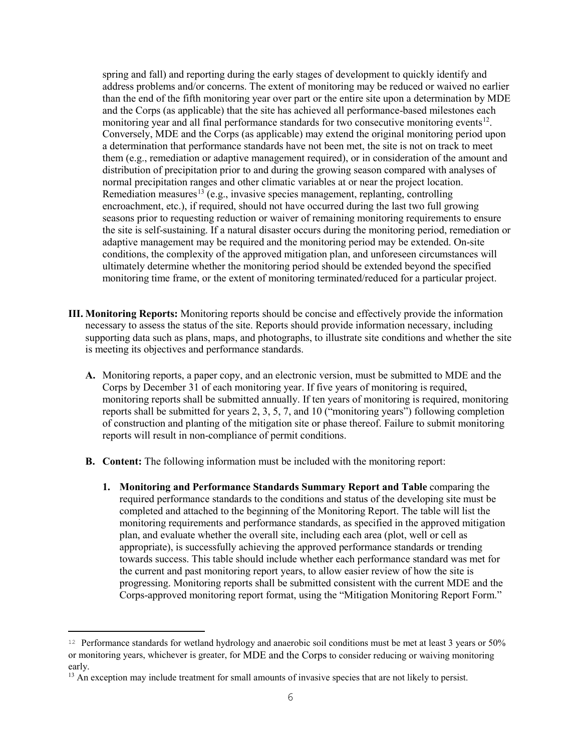spring and fall) and reporting during the early stages of development to quickly identify and address problems and/or concerns. The extent of monitoring may be reduced or waived no earlier than the end of the fifth monitoring year over part or the entire site upon a determination by MDE and the Corps (as applicable) that the site has achieved all performance-based milestones each monitoring year and all final performance standards for two consecutive monitoring events[12]. Conversely, MDE and the Corps (as applicable) may extend the original monitoring period upon a determination that performance standards have not been met, the site is not on track to meet them (e.g., remediation or adaptive management required), or in consideration of the amount and distribution of precipitation prior to and during the growing season compared with analyses of normal precipitation ranges and other climatic variables at or near the project location. Remediation measures[13] (e.g., invasive species management, replanting, controlling encroachment, etc.), if required, should not have occurred during the last two full growing seasons prior to requesting reduction or waiver of remaining monitoring requirements to ensure the site is self-sustaining. If a natural disaster occurs during the monitoring period, remediation or adaptive management may be required and the monitoring period may be extended. On-site conditions, the complexity of the approved mitigation plan, and unforeseen circumstances will ultimately determine whether the monitoring period should be extended beyond the specified monitoring time frame, or the extent of monitoring terminated/reduced for a particular project.

**III. Monitoring Reports:** Monitoring reports should be concise and effectively provide the information necessary to assess the status of the site. Reports should provide information necessary, including supporting data such as plans, maps, and photographs, to illustrate site conditions and whether the site is meeting its objectives and performance standards.

**A.** Monitoring reports, a paper copy, and an electronic version, must be submitted to MDE and the Corps by December 31 of each monitoring year. If five years of monitoring is required, monitoring reports shall be submitted annually. If ten years of monitoring is required, monitoring reports shall be submitted for years 2, 3, 5, 7, and 10 ("monitoring years") following completion of construction and planting of the mitigation site or phase thereof. Failure to submit monitoring reports will result in non-compliance of permit conditions.

**B. Content:** The following information must be included with the monitoring report:

1. **Monitoring and Performance Standards Summary Report and Table** comparing the required performance standards to the conditions and status of the developing site must be completed and attached to the beginning of the Monitoring Report. The table will list the monitoring requirements and performance standards, as specified in the approved mitigation plan, and evaluate whether the overall site, including each area (plot, well or cell as appropriate), is successfully achieving the approved performance standards or trending towards success. This table should include whether each performance standard was met for the current and past monitoring report years, to allow easier review of how the site is progressing. Monitoring reports shall be submitted consistent with the current MDE and the Corps-approved monitoring report format, using the "Mitigation Monitoring Report Form."

---

[12] Performance standards for wetland hydrology and anaerobic soil conditions must be met at least 3 years or 50% or monitoring years, whichever is greater, for MDE and the Corps to consider reducing or waiving monitoring early.

[13] An exception may include treatment for small amounts of invasive species that are not likely to persist.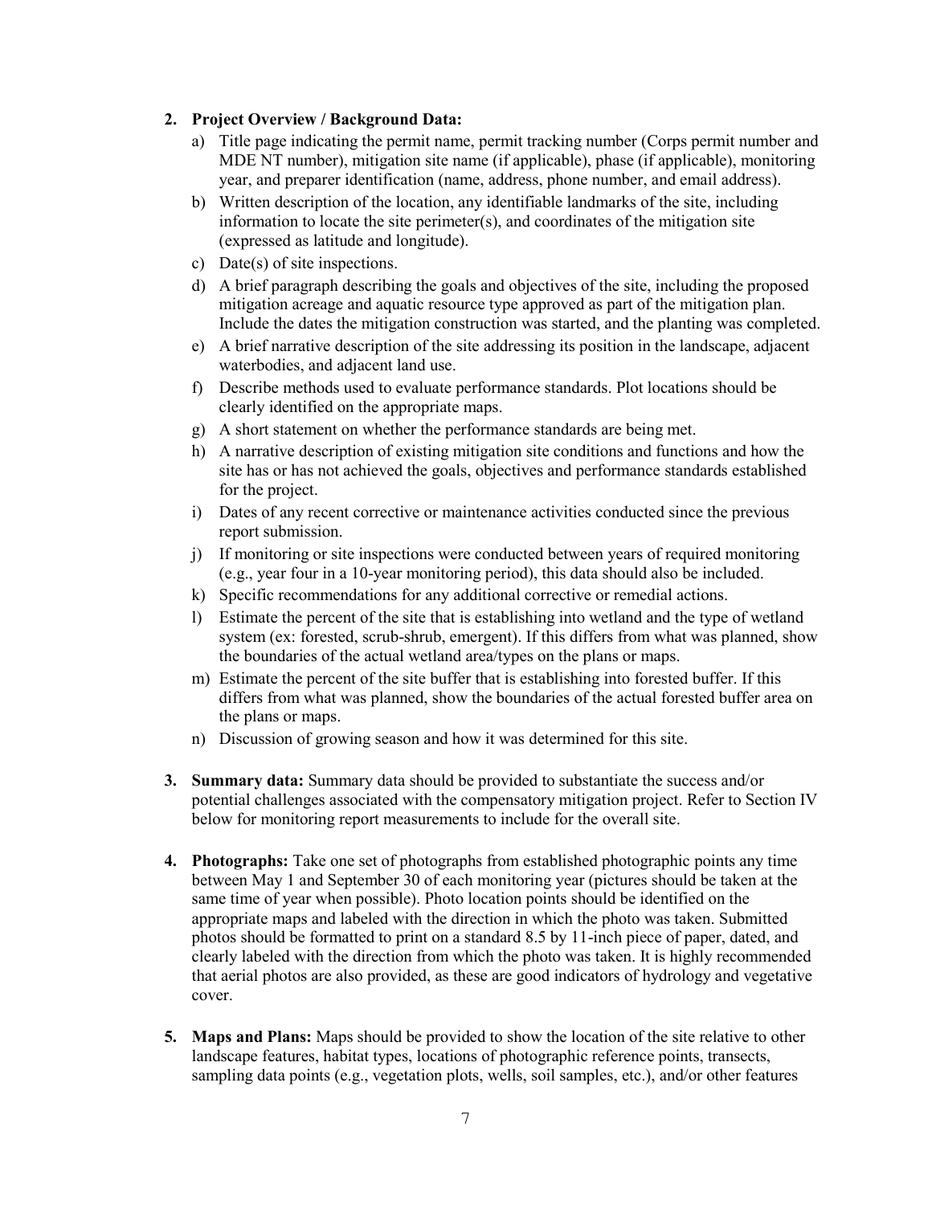2. **Project Overview / Background Data:**
   a) Title page indicating the permit name, permit tracking number (Corps permit number and MDE NT number), mitigation site name (if applicable), phase (if applicable), monitoring year, and preparer identification (name, address, phone number, and email address).
   b) Written description of the location, any identifiable landmarks of the site, including information to locate the site perimeter(s), and coordinates of the mitigation site (expressed as latitude and longitude).
   c) Date(s) of site inspections.
   d) A brief paragraph describing the goals and objectives of the site, including the proposed mitigation acreage and aquatic resource type approved as part of the mitigation plan. Include the dates the mitigation construction was started, and the planting was completed.
   e) A brief narrative description of the site addressing its position in the landscape, adjacent waterbodies, and adjacent land use.
   f) Describe methods used to evaluate performance standards. Plot locations should be clearly identified on the appropriate maps.
   g) A short statement on whether the performance standards are being met.
   h) A narrative description of existing mitigation site conditions and functions and how the site has or has not achieved the goals, objectives and performance standards established for the project.
   i) Dates of any recent corrective or maintenance activities conducted since the previous report submission.
   j) If monitoring or site inspections were conducted between years of required monitoring (e.g., year four in a 10-year monitoring period), this data should also be included.
   k) Specific recommendations for any additional corrective or remedial actions.
   l) Estimate the percent of the site that is establishing into wetland and the type of wetland system (ex: forested, scrub-shrub, emergent). If this differs from what was planned, show the boundaries of the actual wetland area/types on the plans or maps.
   m) Estimate the percent of the site buffer that is establishing into forested buffer. If this differs from what was planned, show the boundaries of the actual forested buffer area on the plans or maps.
   n) Discussion of growing season and how it was determined for this site.

3. **Summary data:** Summary data should be provided to substantiate the success and/or potential challenges associated with the compensatory mitigation project. Refer to Section IV below for monitoring report measurements to include for the overall site.

4. **Photographs:** Take one set of photographs from established photographic points any time between May 1 and September 30 of each monitoring year (pictures should be taken at the same time of year when possible). Photo location points should be identified on the appropriate maps and labeled with the direction in which the photo was taken. Submitted photos should be formatted to print on a standard 8.5 by 11-inch piece of paper, dated, and clearly labeled with the direction from which the photo was taken. It is highly recommended that aerial photos are also provided, as these are good indicators of hydrology and vegetative cover.

5. **Maps and Plans:** Maps should be provided to show the location of the site relative to other landscape features, habitat types, locations of photographic reference points, transects, sampling data points (e.g., vegetation plots, wells, soil samples, etc.), and/or other features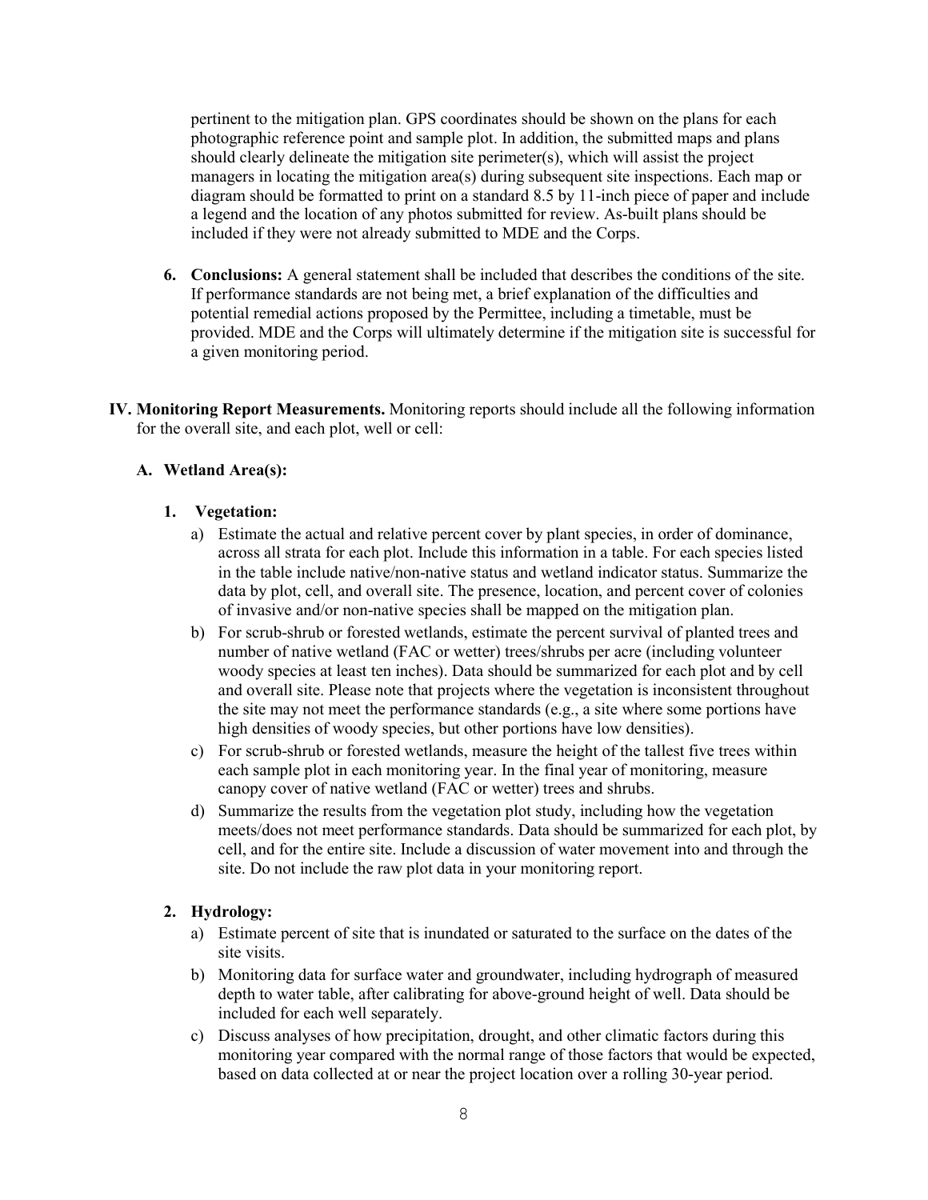pertinent to the mitigation plan. GPS coordinates should be shown on the plans for each photographic reference point and sample plot. In addition, the submitted maps and plans should clearly delineate the mitigation site perimeter(s), which will assist the project managers in locating the mitigation area(s) during subsequent site inspections. Each map or diagram should be formatted to print on a standard 8.5 by 11-inch piece of paper and include a legend and the location of any photos submitted for review. As-built plans should be included if they were not already submitted to MDE and the Corps.

6. **Conclusions:** A general statement shall be included that describes the conditions of the site. If performance standards are not being met, a brief explanation of the difficulties and potential remedial actions proposed by the Permittee, including a timetable, must be provided. MDE and the Corps will ultimately determine if the mitigation site is successful for a given monitoring period.

**IV. Monitoring Report Measurements.** Monitoring reports should include all the following information for the overall site, and each plot, well or cell:

**A. Wetland Area(s):**

**1. Vegetation:**

a) Estimate the actual and relative percent cover by plant species, in order of dominance, across all strata for each plot. Include this information in a table. For each species listed in the table include native/non-native status and wetland indicator status. Summarize the data by plot, cell, and overall site. The presence, location, and percent cover of colonies of invasive and/or non-native species shall be mapped on the mitigation plan.

b) For scrub-shrub or forested wetlands, estimate the percent survival of planted trees and number of native wetland (FAC or wetter) trees/shrubs per acre (including volunteer woody species at least ten inches). Data should be summarized for each plot and by cell and overall site. Please note that projects where the vegetation is inconsistent throughout the site may not meet the performance standards (e.g., a site where some portions have high densities of woody species, but other portions have low densities).

c) For scrub-shrub or forested wetlands, measure the height of the tallest five trees within each sample plot in each monitoring year. In the final year of monitoring, measure canopy cover of native wetland (FAC or wetter) trees and shrubs.

d) Summarize the results from the vegetation plot study, including how the vegetation meets/does not meet performance standards. Data should be summarized for each plot, by cell, and for the entire site. Include a discussion of water movement into and through the site. Do not include the raw plot data in your monitoring report.

**2. Hydrology:**

a) Estimate percent of site that is inundated or saturated to the surface on the dates of the site visits.

b) Monitoring data for surface water and groundwater, including hydrograph of measured depth to water table, after calibrating for above-ground height of well. Data should be included for each well separately.

c) Discuss analyses of how precipitation, drought, and other climatic factors during this monitoring year compared with the normal range of those factors that would be expected, based on data collected at or near the project location over a rolling 30-year period.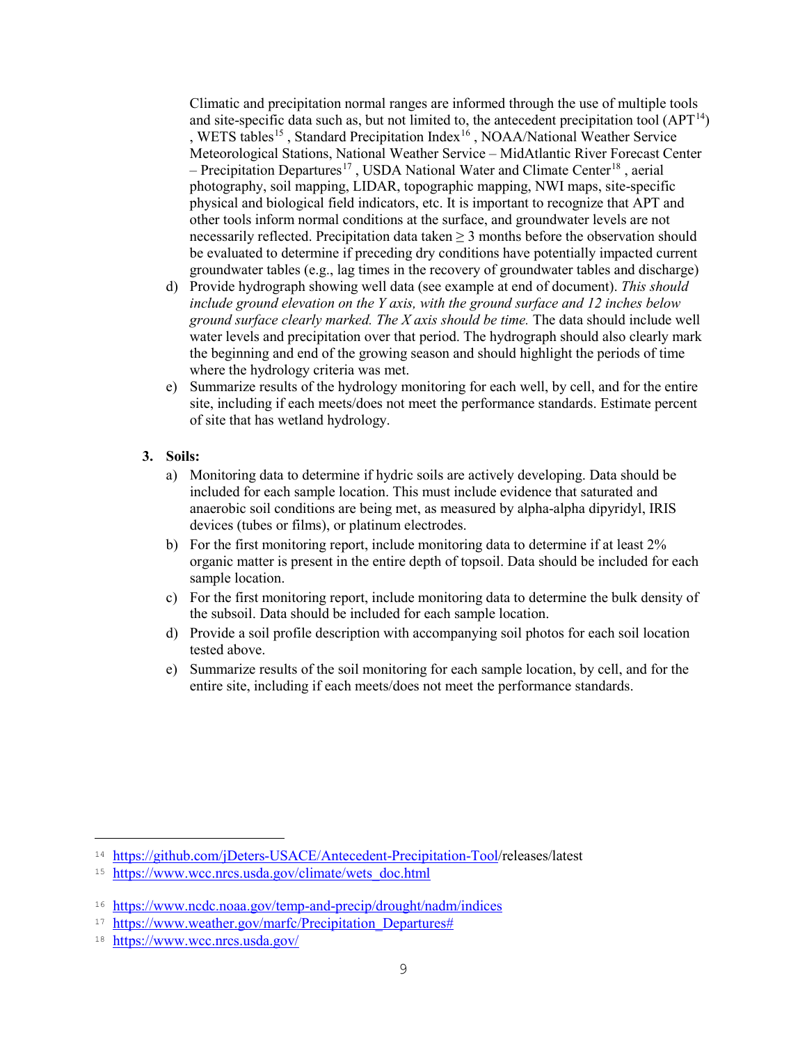Climatic and precipitation normal ranges are informed through the use of multiple tools and site-specific data such as, but not limited to, the antecedent precipitation tool (APT[14]) , WETS tables[15] , Standard Precipitation Index[16] , NOAA/National Weather Service Meteorological Stations, National Weather Service – MidAtlantic River Forecast Center – Precipitation Departures[17] , USDA National Water and Climate Center[18] , aerial photography, soil mapping, LIDAR, topographic mapping, NWI maps, site-specific physical and biological field indicators, etc. It is important to recognize that APT and other tools inform normal conditions at the surface, and groundwater levels are not necessarily reflected. Precipitation data taken ≥ 3 months before the observation should be evaluated to determine if preceding dry conditions have potentially impacted current groundwater tables (e.g., lag times in the recovery of groundwater tables and discharge)

d) Provide hydrograph showing well data (see example at end of document). *This should include ground elevation on the Y axis, with the ground surface and 12 inches below ground surface clearly marked. The X axis should be time.* The data should include well water levels and precipitation over that period. The hydrograph should also clearly mark the beginning and end of the growing season and should highlight the periods of time where the hydrology criteria was met.

e) Summarize results of the hydrology monitoring for each well, by cell, and for the entire site, including if each meets/does not meet the performance standards. Estimate percent of site that has wetland hydrology.

**3. Soils:**

a) Monitoring data to determine if hydric soils are actively developing. Data should be included for each sample location. This must include evidence that saturated and anaerobic soil conditions are being met, as measured by alpha-alpha dipyridyl, IRIS devices (tubes or films), or platinum electrodes.

b) For the first monitoring report, include monitoring data to determine if at least 2% organic matter is present in the entire depth of topsoil. Data should be included for each sample location.

c) For the first monitoring report, include monitoring data to determine the bulk density of the subsoil. Data should be included for each sample location.

d) Provide a soil profile description with accompanying soil photos for each soil location tested above.

e) Summarize results of the soil monitoring for each sample location, by cell, and for the entire site, including if each meets/does not meet the performance standards.

---

[14] https://github.com/jDeters-USACE/Antecedent-Precipitation-Tool/releases/latest

[15] https://www.wcc.nrcs.usda.gov/climate/wets_doc.html

[16] https://www.ncdc.noaa.gov/temp-and-precip/drought/nadm/indices

[17] https://www.weather.gov/marfc/Precipitation_Departures#

[18] https://www.wcc.nrcs.usda.gov/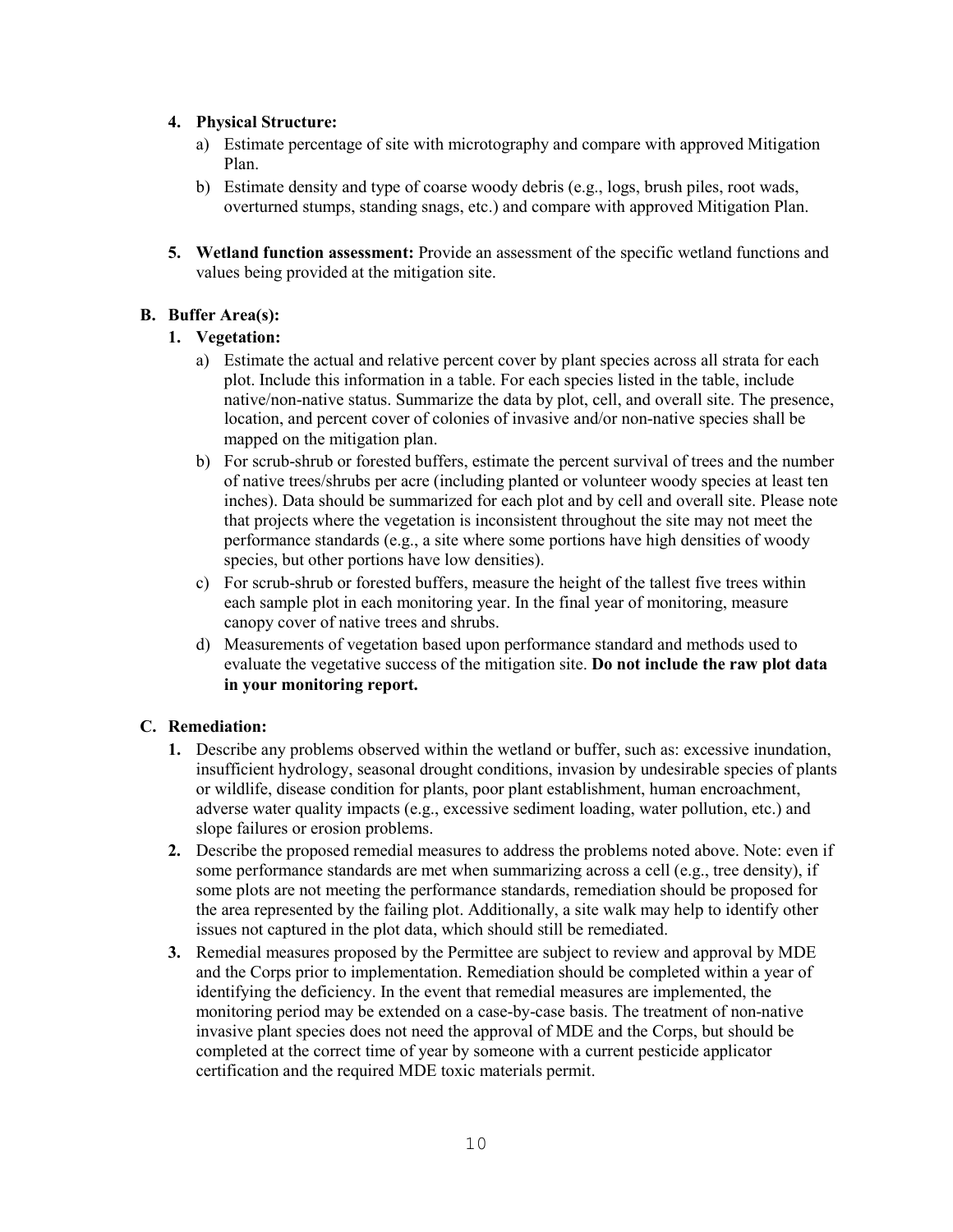4. **Physical Structure:**
    a) Estimate percentage of site with microtography and compare with approved Mitigation Plan.
    b) Estimate density and type of coarse woody debris (e.g., logs, brush piles, root wads, overturned stumps, standing snags, etc.) and compare with approved Mitigation Plan.

5. **Wetland function assessment:** Provide an assessment of the specific wetland functions and values being provided at the mitigation site.

### B. Buffer Area(s):

1. **Vegetation:**
    a) Estimate the actual and relative percent cover by plant species across all strata for each plot. Include this information in a table. For each species listed in the table, include native/non-native status. Summarize the data by plot, cell, and overall site. The presence, location, and percent cover of colonies of invasive and/or non-native species shall be mapped on the mitigation plan.
    b) For scrub-shrub or forested buffers, estimate the percent survival of trees and the number of native trees/shrubs per acre (including planted or volunteer woody species at least ten inches). Data should be summarized for each plot and by cell and overall site. Please note that projects where the vegetation is inconsistent throughout the site may not meet the performance standards (e.g., a site where some portions have high densities of woody species, but other portions have low densities).
    c) For scrub-shrub or forested buffers, measure the height of the tallest five trees within each sample plot in each monitoring year. In the final year of monitoring, measure canopy cover of native trees and shrubs.
    d) Measurements of vegetation based upon performance standard and methods used to evaluate the vegetative success of the mitigation site. **Do not include the raw plot data in your monitoring report.**

### C. Remediation:

1. Describe any problems observed within the wetland or buffer, such as: excessive inundation, insufficient hydrology, seasonal drought conditions, invasion by undesirable species of plants or wildlife, disease condition for plants, poor plant establishment, human encroachment, adverse water quality impacts (e.g., excessive sediment loading, water pollution, etc.) and slope failures or erosion problems.
2. Describe the proposed remedial measures to address the problems noted above. Note: even if some performance standards are met when summarizing across a cell (e.g., tree density), if some plots are not meeting the performance standards, remediation should be proposed for the area represented by the failing plot. Additionally, a site walk may help to identify other issues not captured in the plot data, which should still be remediated.
3. Remedial measures proposed by the Permittee are subject to review and approval by MDE and the Corps prior to implementation. Remediation should be completed within a year of identifying the deficiency. In the event that remedial measures are implemented, the monitoring period may be extended on a case-by-case basis. The treatment of non-native invasive plant species does not need the approval of MDE and the Corps, but should be completed at the correct time of year by someone with a current pesticide applicator certification and the required MDE toxic materials permit.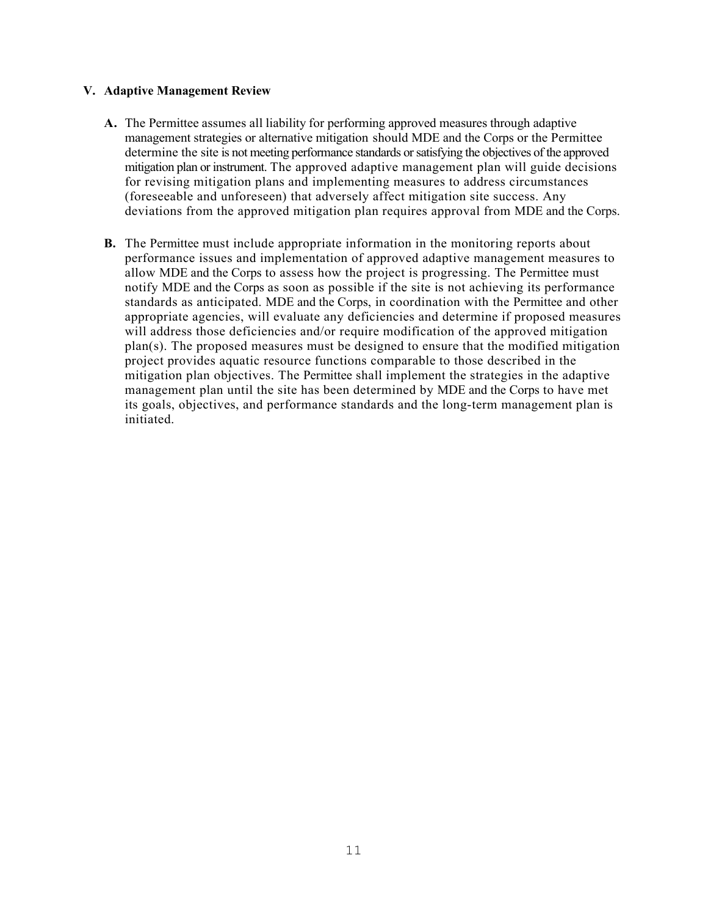## V. Adaptive Management Review

**A.** The Permittee assumes all liability for performing approved measures through adaptive management strategies or alternative mitigation should MDE and the Corps or the Permittee determine the site is not meeting performance standards or satisfying the objectives of the approved mitigation plan or instrument. The approved adaptive management plan will guide decisions for revising mitigation plans and implementing measures to address circumstances (foreseeable and unforeseen) that adversely affect mitigation site success. Any deviations from the approved mitigation plan requires approval from MDE and the Corps.

**B.** The Permittee must include appropriate information in the monitoring reports about performance issues and implementation of approved adaptive management measures to allow MDE and the Corps to assess how the project is progressing. The Permittee must notify MDE and the Corps as soon as possible if the site is not achieving its performance standards as anticipated. MDE and the Corps, in coordination with the Permittee and other appropriate agencies, will evaluate any deficiencies and determine if proposed measures will address those deficiencies and/or require modification of the approved mitigation plan(s). The proposed measures must be designed to ensure that the modified mitigation project provides aquatic resource functions comparable to those described in the mitigation plan objectives. The Permittee shall implement the strategies in the adaptive management plan until the site has been determined by MDE and the Corps to have met its goals, objectives, and performance standards and the long-term management plan is initiated.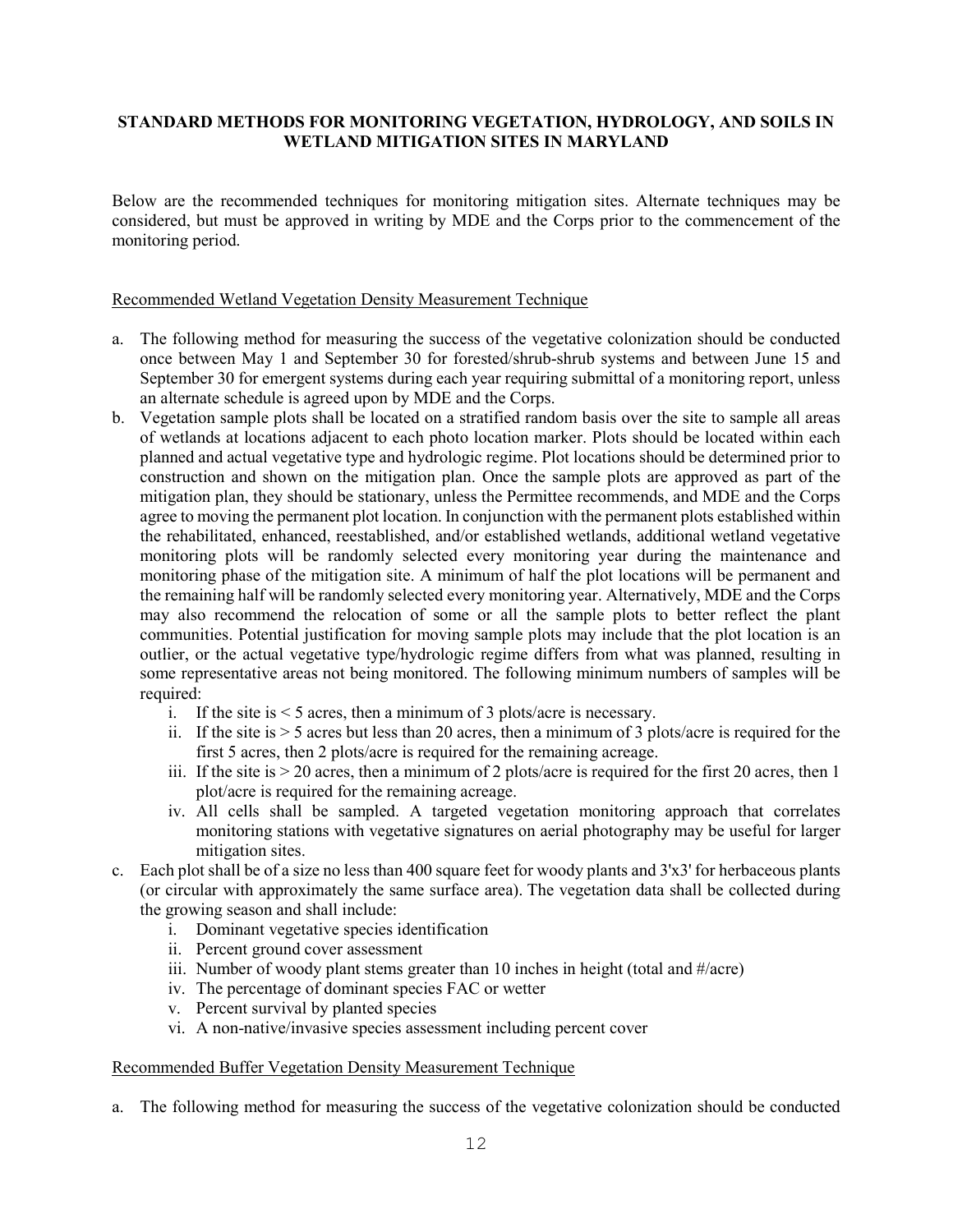**STANDARD METHODS FOR MONITORING VEGETATION, HYDROLOGY, AND SOILS IN WETLAND MITIGATION SITES IN MARYLAND**

Below are the recommended techniques for monitoring mitigation sites. Alternate techniques may be considered, but must be approved in writing by MDE and the Corps prior to the commencement of the monitoring period.

Recommended Wetland Vegetation Density Measurement Technique

a. The following method for measuring the success of the vegetative colonization should be conducted once between May 1 and September 30 for forested/shrub-shrub systems and between June 15 and September 30 for emergent systems during each year requiring submittal of a monitoring report, unless an alternate schedule is agreed upon by MDE and the Corps.
b. Vegetation sample plots shall be located on a stratified random basis over the site to sample all areas of wetlands at locations adjacent to each photo location marker. Plots should be located within each planned and actual vegetative type and hydrologic regime. Plot locations should be determined prior to construction and shown on the mitigation plan. Once the sample plots are approved as part of the mitigation plan, they should be stationary, unless the Permittee recommends, and MDE and the Corps agree to moving the permanent plot location. In conjunction with the permanent plots established within the rehabilitated, enhanced, reestablished, and/or established wetlands, additional wetland vegetative monitoring plots will be randomly selected every monitoring year during the maintenance and monitoring phase of the mitigation site. A minimum of half the plot locations will be permanent and the remaining half will be randomly selected every monitoring year. Alternatively, MDE and the Corps may also recommend the relocation of some or all the sample plots to better reflect the plant communities. Potential justification for moving sample plots may include that the plot location is an outlier, or the actual vegetative type/hydrologic regime differs from what was planned, resulting in some representative areas not being monitored. The following minimum numbers of samples will be required:
    i. If the site is < 5 acres, then a minimum of 3 plots/acre is necessary.
    ii. If the site is > 5 acres but less than 20 acres, then a minimum of 3 plots/acre is required for the first 5 acres, then 2 plots/acre is required for the remaining acreage.
    iii. If the site is > 20 acres, then a minimum of 2 plots/acre is required for the first 20 acres, then 1 plot/acre is required for the remaining acreage.
    iv. All cells shall be sampled. A targeted vegetation monitoring approach that correlates monitoring stations with vegetative signatures on aerial photography may be useful for larger mitigation sites.
c. Each plot shall be of a size no less than 400 square feet for woody plants and 3'x3' for herbaceous plants (or circular with approximately the same surface area). The vegetation data shall be collected during the growing season and shall include:
    i. Dominant vegetative species identification
    ii. Percent ground cover assessment
    iii. Number of woody plant stems greater than 10 inches in height (total and #/acre)
    iv. The percentage of dominant species FAC or wetter
    v. Percent survival by planted species
    vi. A non-native/invasive species assessment including percent cover

Recommended Buffer Vegetation Density Measurement Technique

a. The following method for measuring the success of the vegetative colonization should be conducted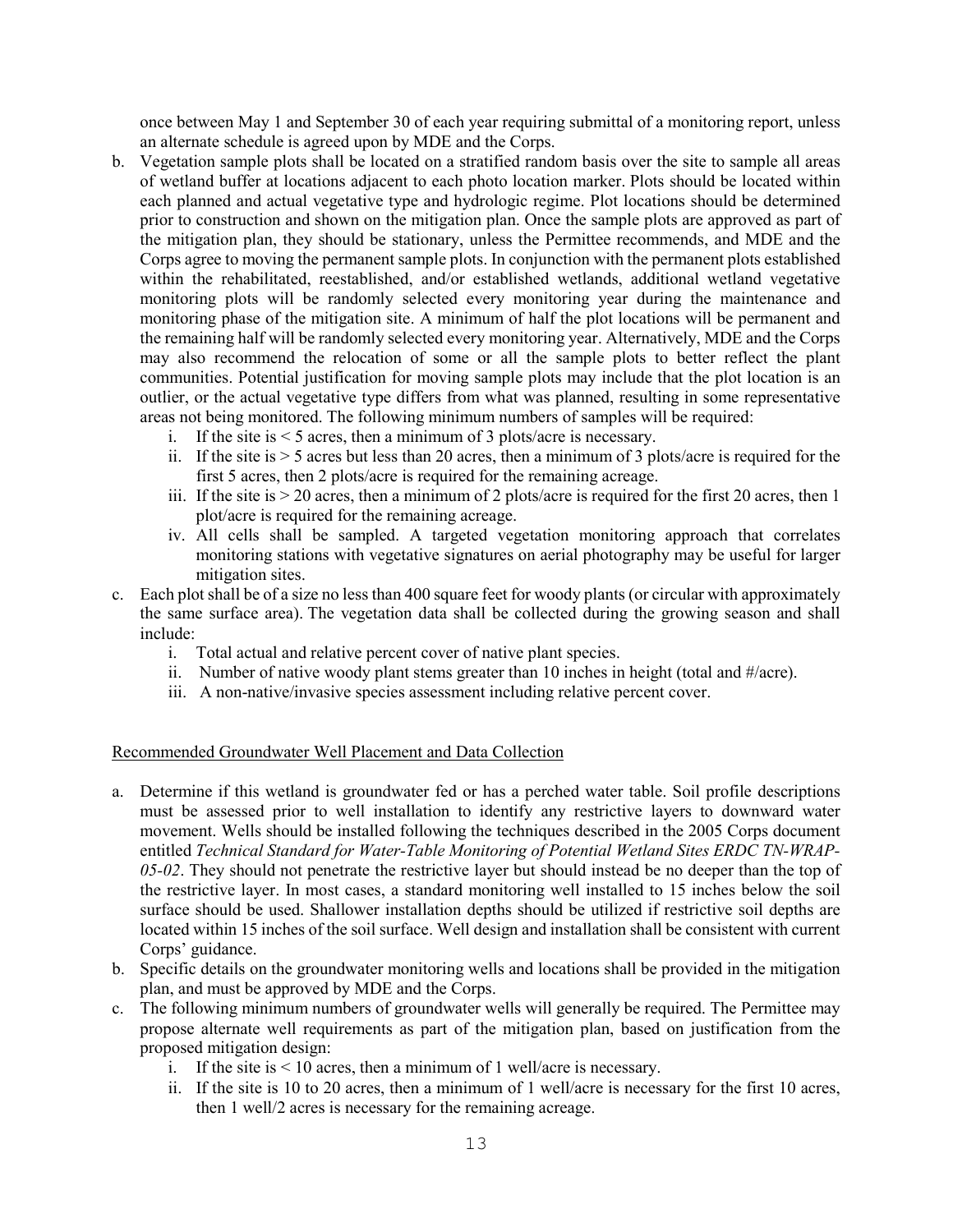once between May 1 and September 30 of each year requiring submittal of a monitoring report, unless an alternate schedule is agreed upon by MDE and the Corps.

b. Vegetation sample plots shall be located on a stratified random basis over the site to sample all areas of wetland buffer at locations adjacent to each photo location marker. Plots should be located within each planned and actual vegetative type and hydrologic regime. Plot locations should be determined prior to construction and shown on the mitigation plan. Once the sample plots are approved as part of the mitigation plan, they should be stationary, unless the Permittee recommends, and MDE and the Corps agree to moving the permanent sample plots. In conjunction with the permanent plots established within the rehabilitated, reestablished, and/or established wetlands, additional wetland vegetative monitoring plots will be randomly selected every monitoring year during the maintenance and monitoring phase of the mitigation site. A minimum of half the plot locations will be permanent and the remaining half will be randomly selected every monitoring year. Alternatively, MDE and the Corps may also recommend the relocation of some or all the sample plots to better reflect the plant communities. Potential justification for moving sample plots may include that the plot location is an outlier, or the actual vegetative type differs from what was planned, resulting in some representative areas not being monitored. The following minimum numbers of samples will be required:
   i. If the site is < 5 acres, then a minimum of 3 plots/acre is necessary.
   ii. If the site is > 5 acres but less than 20 acres, then a minimum of 3 plots/acre is required for the first 5 acres, then 2 plots/acre is required for the remaining acreage.
   iii. If the site is > 20 acres, then a minimum of 2 plots/acre is required for the first 20 acres, then 1 plot/acre is required for the remaining acreage.
   iv. All cells shall be sampled. A targeted vegetation monitoring approach that correlates monitoring stations with vegetative signatures on aerial photography may be useful for larger mitigation sites.

c. Each plot shall be of a size no less than 400 square feet for woody plants (or circular with approximately the same surface area). The vegetation data shall be collected during the growing season and shall include:
   i. Total actual and relative percent cover of native plant species.
   ii. Number of native woody plant stems greater than 10 inches in height (total and #/acre).
   iii. A non-native/invasive species assessment including relative percent cover.

Recommended Groundwater Well Placement and Data Collection

a. Determine if this wetland is groundwater fed or has a perched water table. Soil profile descriptions must be assessed prior to well installation to identify any restrictive layers to downward water movement. Wells should be installed following the techniques described in the 2005 Corps document entitled *Technical Standard for Water-Table Monitoring of Potential Wetland Sites ERDC TN-WRAP-05-02*. They should not penetrate the restrictive layer but should instead be no deeper than the top of the restrictive layer. In most cases, a standard monitoring well installed to 15 inches below the soil surface should be used. Shallower installation depths should be utilized if restrictive soil depths are located within 15 inches of the soil surface. Well design and installation shall be consistent with current Corps' guidance.

b. Specific details on the groundwater monitoring wells and locations shall be provided in the mitigation plan, and must be approved by MDE and the Corps.

c. The following minimum numbers of groundwater wells will generally be required. The Permittee may propose alternate well requirements as part of the mitigation plan, based on justification from the proposed mitigation design:
   i. If the site is < 10 acres, then a minimum of 1 well/acre is necessary.
   ii. If the site is 10 to 20 acres, then a minimum of 1 well/acre is necessary for the first 10 acres, then 1 well/2 acres is necessary for the remaining acreage.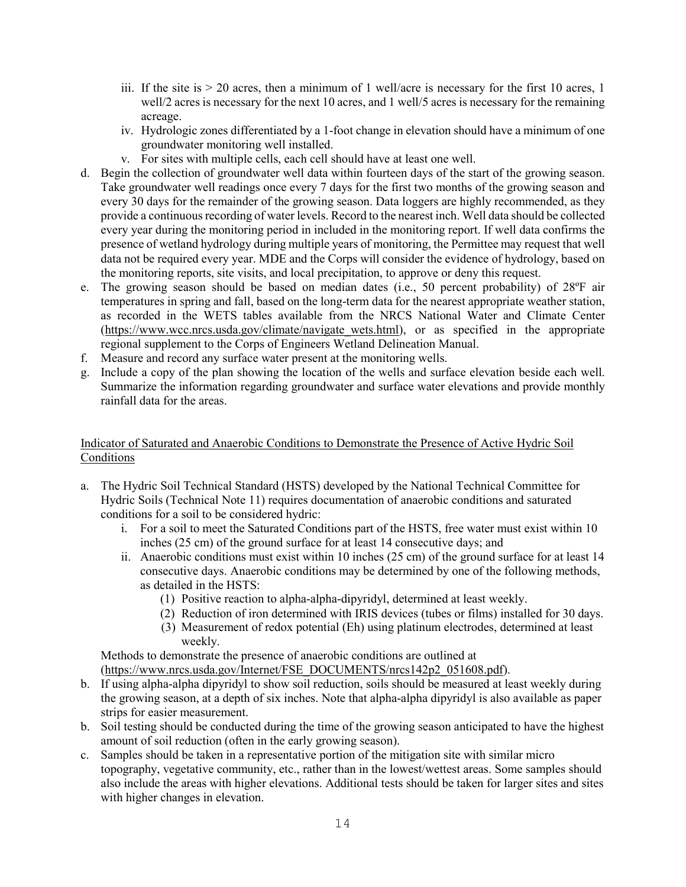iii. If the site is > 20 acres, then a minimum of 1 well/acre is necessary for the first 10 acres, 1 well/2 acres is necessary for the next 10 acres, and 1 well/5 acres is necessary for the remaining acreage.
   iv. Hydrologic zones differentiated by a 1-foot change in elevation should have a minimum of one groundwater monitoring well installed.
   v. For sites with multiple cells, each cell should have at least one well.

d. Begin the collection of groundwater well data within fourteen days of the start of the growing season. Take groundwater well readings once every 7 days for the first two months of the growing season and every 30 days for the remainder of the growing season. Data loggers are highly recommended, as they provide a continuous recording of water levels. Record to the nearest inch. Well data should be collected every year during the monitoring period in included in the monitoring report. If well data confirms the presence of wetland hydrology during multiple years of monitoring, the Permittee may request that well data not be required every year. MDE and the Corps will consider the evidence of hydrology, based on the monitoring reports, site visits, and local precipitation, to approve or deny this request.
e. The growing season should be based on median dates (i.e., 50 percent probability) of 28ºF air temperatures in spring and fall, based on the long-term data for the nearest appropriate weather station, as recorded in the WETS tables available from the NRCS National Water and Climate Center (https://www.wcc.nrcs.usda.gov/climate/navigate_wets.html), or as specified in the appropriate regional supplement to the Corps of Engineers Wetland Delineation Manual.
f. Measure and record any surface water present at the monitoring wells.
g. Include a copy of the plan showing the location of the wells and surface elevation beside each well. Summarize the information regarding groundwater and surface water elevations and provide monthly rainfall data for the areas.

<u>Indicator of Saturated and Anaerobic Conditions to Demonstrate the Presence of Active Hydric Soil Conditions</u>

a. The Hydric Soil Technical Standard (HSTS) developed by the National Technical Committee for Hydric Soils (Technical Note 11) requires documentation of anaerobic conditions and saturated conditions for a soil to be considered hydric:
   i. For a soil to meet the Saturated Conditions part of the HSTS, free water must exist within 10 inches (25 cm) of the ground surface for at least 14 consecutive days; and
   ii. Anaerobic conditions must exist within 10 inches (25 cm) of the ground surface for at least 14 consecutive days. Anaerobic conditions may be determined by one of the following methods, as detailed in the HSTS:
      (1) Positive reaction to alpha-alpha-dipyridyl, determined at least weekly.
      (2) Reduction of iron determined with IRIS devices (tubes or films) installed for 30 days.
      (3) Measurement of redox potential (Eh) using platinum electrodes, determined at least weekly.

   Methods to demonstrate the presence of anaerobic conditions are outlined at (https://www.nrcs.usda.gov/Internet/FSE_DOCUMENTS/nrcs142p2_051608.pdf).
b. If using alpha-alpha dipyridyl to show soil reduction, soils should be measured at least weekly during the growing season, at a depth of six inches. Note that alpha-alpha dipyridyl is also available as paper strips for easier measurement.
b. Soil testing should be conducted during the time of the growing season anticipated to have the highest amount of soil reduction (often in the early growing season).
c. Samples should be taken in a representative portion of the mitigation site with similar micro topography, vegetative community, etc., rather than in the lowest/wettest areas. Some samples should also include the areas with higher elevations. Additional tests should be taken for larger sites and sites with higher changes in elevation.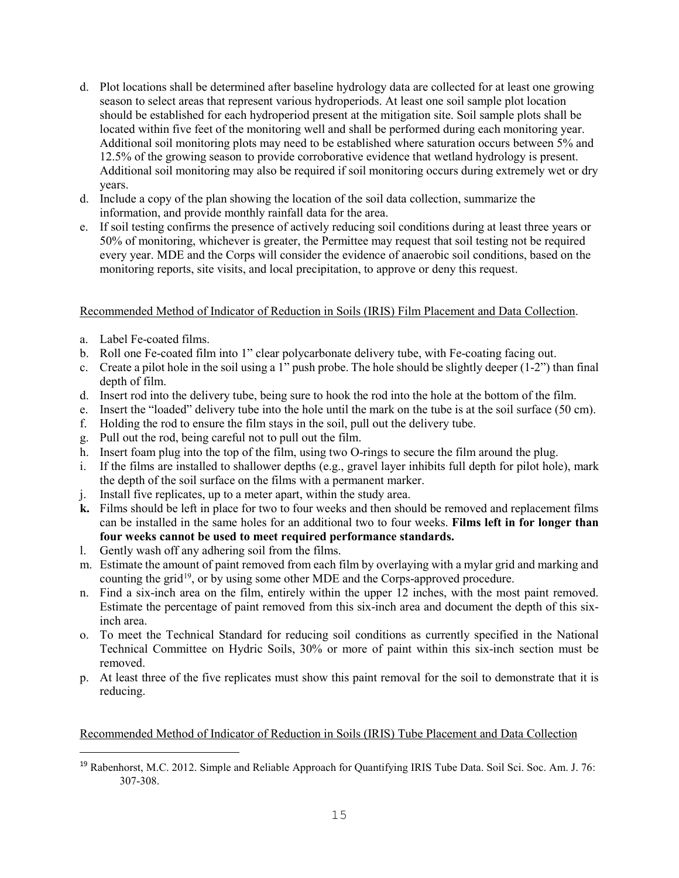d. Plot locations shall be determined after baseline hydrology data are collected for at least one growing season to select areas that represent various hydroperiods. At least one soil sample plot location should be established for each hydroperiod present at the mitigation site. Soil sample plots shall be located within five feet of the monitoring well and shall be performed during each monitoring year. Additional soil monitoring plots may need to be established where saturation occurs between 5% and 12.5% of the growing season to provide corroborative evidence that wetland hydrology is present. Additional soil monitoring may also be required if soil monitoring occurs during extremely wet or dry years.

d. Include a copy of the plan showing the location of the soil data collection, summarize the information, and provide monthly rainfall data for the area.

e. If soil testing confirms the presence of actively reducing soil conditions during at least three years or 50% of monitoring, whichever is greater, the Permittee may request that soil testing not be required every year. MDE and the Corps will consider the evidence of anaerobic soil conditions, based on the monitoring reports, site visits, and local precipitation, to approve or deny this request.

<u>Recommended Method of Indicator of Reduction in Soils (IRIS) Film Placement and Data Collection</u>.

a. Label Fe-coated films.
b. Roll one Fe-coated film into 1" clear polycarbonate delivery tube, with Fe-coating facing out.
c. Create a pilot hole in the soil using a 1" push probe. The hole should be slightly deeper (1-2") than final depth of film.
d. Insert rod into the delivery tube, being sure to hook the rod into the hole at the bottom of the film.
e. Insert the "loaded" delivery tube into the hole until the mark on the tube is at the soil surface (50 cm).
f. Holding the rod to ensure the film stays in the soil, pull out the delivery tube.
g. Pull out the rod, being careful not to pull out the film.
h. Insert foam plug into the top of the film, using two O-rings to secure the film around the plug.
i. If the films are installed to shallower depths (e.g., gravel layer inhibits full depth for pilot hole), mark the depth of the soil surface on the films with a permanent marker.
j. Install five replicates, up to a meter apart, within the study area.
**k.** Films should be left in place for two to four weeks and then should be removed and replacement films can be installed in the same holes for an additional two to four weeks. **Films left in for longer than four weeks cannot be used to meet required performance standards.**
l. Gently wash off any adhering soil from the films.
m. Estimate the amount of paint removed from each film by overlaying with a mylar grid and marking and counting the grid[19], or by using some other MDE and the Corps-approved procedure.
n. Find a six-inch area on the film, entirely within the upper 12 inches, with the most paint removed. Estimate the percentage of paint removed from this six-inch area and document the depth of this six-inch area.
o. To meet the Technical Standard for reducing soil conditions as currently specified in the National Technical Committee on Hydric Soils, 30% or more of paint within this six-inch section must be removed.
p. At least three of the five replicates must show this paint removal for the soil to demonstrate that it is reducing.

<u>Recommended Method of Indicator of Reduction in Soils (IRIS) Tube Placement and Data Collection</u>

---

[19] Rabenhorst, M.C. 2012. Simple and Reliable Approach for Quantifying IRIS Tube Data. Soil Sci. Soc. Am. J. 76: 307-308.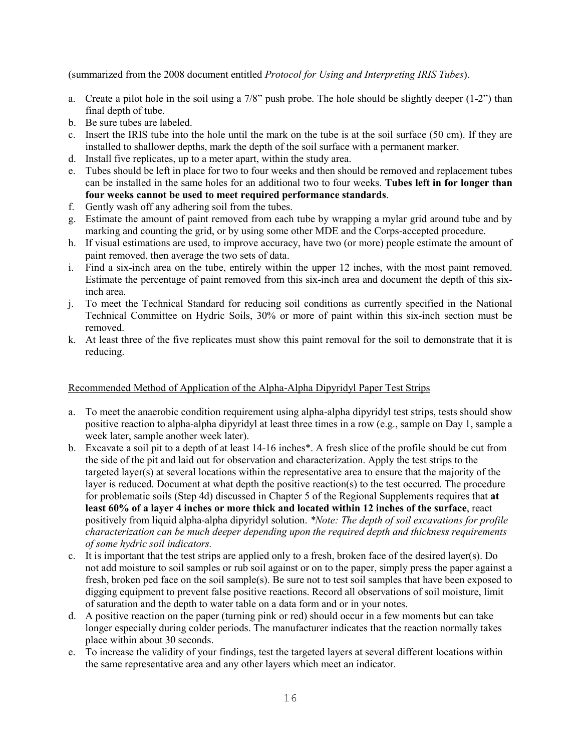(summarized from the 2008 document entitled *Protocol for Using and Interpreting IRIS Tubes*).

a. Create a pilot hole in the soil using a 7/8" push probe. The hole should be slightly deeper (1-2") than final depth of tube.
b. Be sure tubes are labeled.
c. Insert the IRIS tube into the hole until the mark on the tube is at the soil surface (50 cm). If they are installed to shallower depths, mark the depth of the soil surface with a permanent marker.
d. Install five replicates, up to a meter apart, within the study area.
e. Tubes should be left in place for two to four weeks and then should be removed and replacement tubes can be installed in the same holes for an additional two to four weeks. **Tubes left in for longer than four weeks cannot be used to meet required performance standards**.
f. Gently wash off any adhering soil from the tubes.
g. Estimate the amount of paint removed from each tube by wrapping a mylar grid around tube and by marking and counting the grid, or by using some other MDE and the Corps-accepted procedure.
h. If visual estimations are used, to improve accuracy, have two (or more) people estimate the amount of paint removed, then average the two sets of data.
i. Find a six-inch area on the tube, entirely within the upper 12 inches, with the most paint removed. Estimate the percentage of paint removed from this six-inch area and document the depth of this six-inch area.
j. To meet the Technical Standard for reducing soil conditions as currently specified in the National Technical Committee on Hydric Soils, 30% or more of paint within this six-inch section must be removed.
k. At least three of the five replicates must show this paint removal for the soil to demonstrate that it is reducing.

<u>Recommended Method of Application of the Alpha-Alpha Dipyridyl Paper Test Strips</u>

a. To meet the anaerobic condition requirement using alpha-alpha dipyridyl test strips, tests should show positive reaction to alpha-alpha dipyridyl at least three times in a row (e.g., sample on Day 1, sample a week later, sample another week later).
b. Excavate a soil pit to a depth of at least 14-16 inches*. A fresh slice of the profile should be cut from the side of the pit and laid out for observation and characterization. Apply the test strips to the targeted layer(s) at several locations within the representative area to ensure that the majority of the layer is reduced. Document at what depth the positive reaction(s) to the test occurred. The procedure for problematic soils (Step 4d) discussed in Chapter 5 of the Regional Supplements requires that **at least 60% of a layer 4 inches or more thick and located within 12 inches of the surface**, react positively from liquid alpha-alpha dipyridyl solution. *\*Note: The depth of soil excavations for profile characterization can be much deeper depending upon the required depth and thickness requirements of some hydric soil indicators.*
c. It is important that the test strips are applied only to a fresh, broken face of the desired layer(s). Do not add moisture to soil samples or rub soil against or on to the paper, simply press the paper against a fresh, broken ped face on the soil sample(s). Be sure not to test soil samples that have been exposed to digging equipment to prevent false positive reactions. Record all observations of soil moisture, limit of saturation and the depth to water table on a data form and or in your notes.
d. A positive reaction on the paper (turning pink or red) should occur in a few moments but can take longer especially during colder periods. The manufacturer indicates that the reaction normally takes place within about 30 seconds.
e. To increase the validity of your findings, test the targeted layers at several different locations within the same representative area and any other layers which meet an indicator.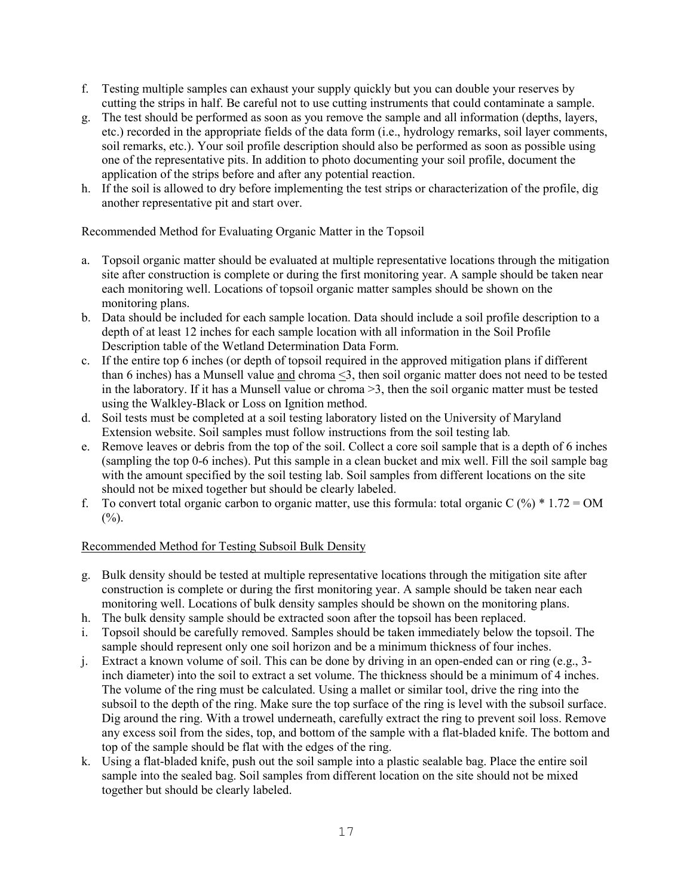f. Testing multiple samples can exhaust your supply quickly but you can double your reserves by cutting the strips in half. Be careful not to use cutting instruments that could contaminate a sample.
g. The test should be performed as soon as you remove the sample and all information (depths, layers, etc.) recorded in the appropriate fields of the data form (i.e., hydrology remarks, soil layer comments, soil remarks, etc.). Your soil profile description should also be performed as soon as possible using one of the representative pits. In addition to photo documenting your soil profile, document the application of the strips before and after any potential reaction.
h. If the soil is allowed to dry before implementing the test strips or characterization of the profile, dig another representative pit and start over.

Recommended Method for Evaluating Organic Matter in the Topsoil

a. Topsoil organic matter should be evaluated at multiple representative locations through the mitigation site after construction is complete or during the first monitoring year. A sample should be taken near each monitoring well. Locations of topsoil organic matter samples should be shown on the monitoring plans.
b. Data should be included for each sample location. Data should include a soil profile description to a depth of at least 12 inches for each sample location with all information in the Soil Profile Description table of the Wetland Determination Data Form.
c. If the entire top 6 inches (or depth of topsoil required in the approved mitigation plans if different than 6 inches) has a Munsell value <u>and</u> chroma ≤3, then soil organic matter does not need to be tested in the laboratory. If it has a Munsell value or chroma >3, then the soil organic matter must be tested using the Walkley-Black or Loss on Ignition method.
d. Soil tests must be completed at a soil testing laboratory listed on the University of Maryland Extension website. Soil samples must follow instructions from the soil testing lab.
e. Remove leaves or debris from the top of the soil. Collect a core soil sample that is a depth of 6 inches (sampling the top 0-6 inches). Put this sample in a clean bucket and mix well. Fill the soil sample bag with the amount specified by the soil testing lab. Soil samples from different locations on the site should not be mixed together but should be clearly labeled.
f. To convert total organic carbon to organic matter, use this formula: total organic C (%) * 1.72 = OM (%).

<u>Recommended Method for Testing Subsoil Bulk Density</u>

g. Bulk density should be tested at multiple representative locations through the mitigation site after construction is complete or during the first monitoring year. A sample should be taken near each monitoring well. Locations of bulk density samples should be shown on the monitoring plans.
h. The bulk density sample should be extracted soon after the topsoil has been replaced.
i. Topsoil should be carefully removed. Samples should be taken immediately below the topsoil. The sample should represent only one soil horizon and be a minimum thickness of four inches.
j. Extract a known volume of soil. This can be done by driving in an open-ended can or ring (e.g., 3-inch diameter) into the soil to extract a set volume. The thickness should be a minimum of 4 inches. The volume of the ring must be calculated. Using a mallet or similar tool, drive the ring into the subsoil to the depth of the ring. Make sure the top surface of the ring is level with the subsoil surface. Dig around the ring. With a trowel underneath, carefully extract the ring to prevent soil loss. Remove any excess soil from the sides, top, and bottom of the sample with a flat-bladed knife. The bottom and top of the sample should be flat with the edges of the ring.
k. Using a flat-bladed knife, push out the soil sample into a plastic sealable bag. Place the entire soil sample into the sealed bag. Soil samples from different location on the site should not be mixed together but should be clearly labeled.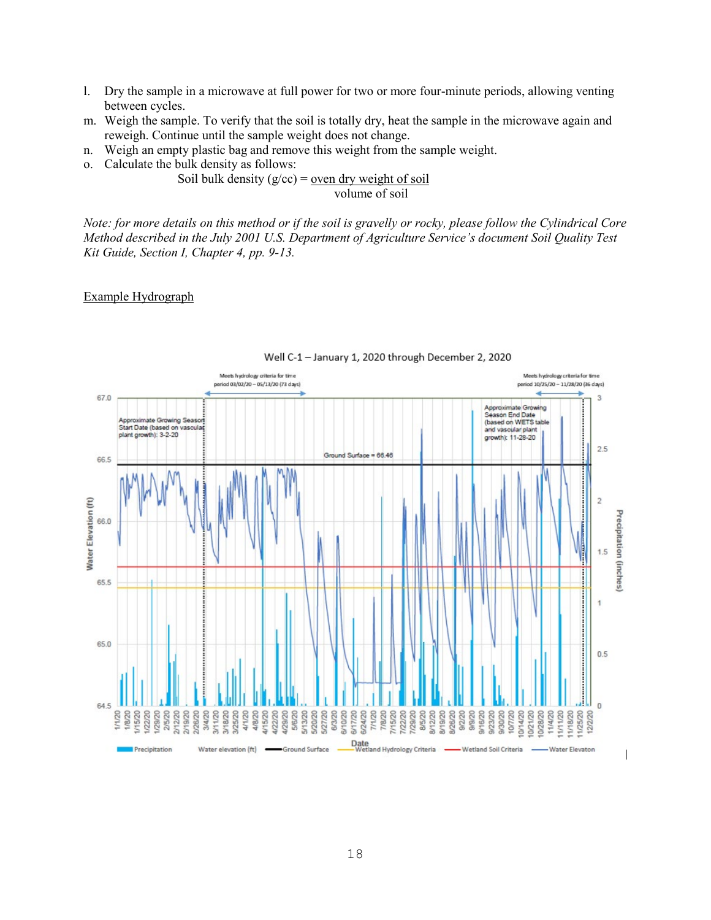l. Dry the sample in a microwave at full power for two or more four-minute periods, allowing venting between cycles.
m. Weigh the sample. To verify that the soil is totally dry, heat the sample in the microwave again and reweigh. Continue until the sample weight does not change.
n. Weigh an empty plastic bag and remove this weight from the sample weight.
o. Calculate the bulk density as follows:

$$\text{Soil bulk density (g/cc)} = \frac{\text{oven dry weight of soil}}{\text{volume of soil}}$$

*Note: for more details on this method or if the soil is gravelly or rocky, please follow the Cylindrical Core Method described in the July 2001 U.S. Department of Agriculture Service's document Soil Quality Test Kit Guide, Section I, Chapter 4, pp. 9-13.*

Example Hydrograph

Well C-1 – January 1, 2020 through December 2, 2020

Meets hydrology criteria for time period 03/02/20 – 05/13/20 (73 days)

Meets hydrology criteria for time period 10/25/20 – 11/28/20 (36 days)

Approximate Growing Season Start Date (based on vascular plant growth): 3-2-20

Approximate Growing Season End Date (based on WETS table and vascular plant growth): 11-28-20

Ground Surface = 66.46

Water Elevation (ft)

Precipitation (inches)

Date

Precipitation   Water elevation (ft)   Ground Surface   Wetland Hydrology Criteria   Wetland Soil Criteria   Water Elevaton